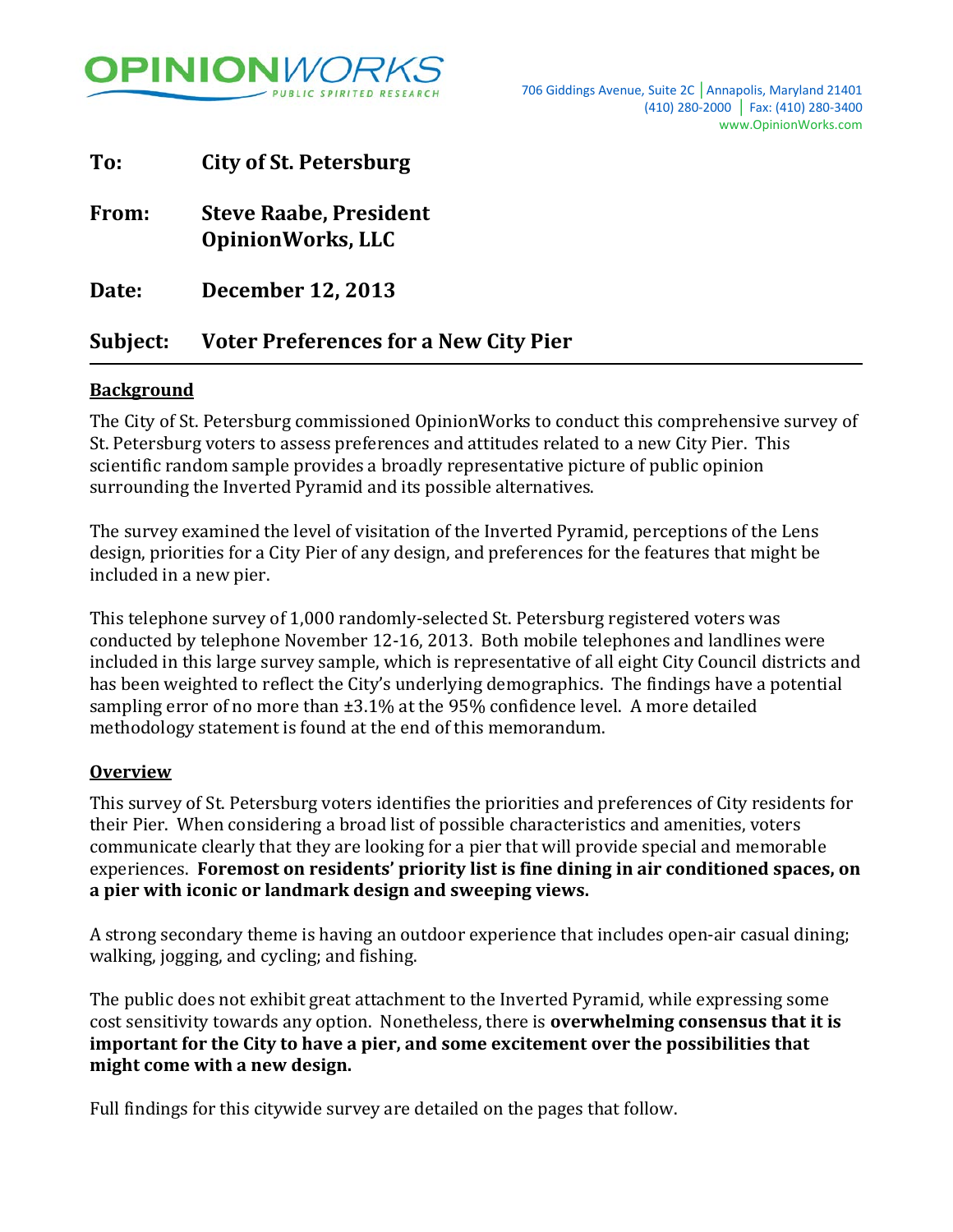OPINIONWORKS
PUBLIC SPIRITED RESEARCH

706 Giddings Avenue, Suite 2C | Annapolis, Maryland 21401
(410) 280-2000 | Fax: (410) 280-3400
www.OpinionWorks.com

**To:** City of St. Petersburg

**From:** Steve Raabe, President
OpinionWorks, LLC

**Date:** December 12, 2013

**Subject:** Voter Preferences for a New City Pier

---

## Background

The City of St. Petersburg commissioned OpinionWorks to conduct this comprehensive survey of St. Petersburg voters to assess preferences and attitudes related to a new City Pier. This scientific random sample provides a broadly representative picture of public opinion surrounding the Inverted Pyramid and its possible alternatives.

The survey examined the level of visitation of the Inverted Pyramid, perceptions of the Lens design, priorities for a City Pier of any design, and preferences for the features that might be included in a new pier.

This telephone survey of 1,000 randomly-selected St. Petersburg registered voters was conducted by telephone November 12-16, 2013. Both mobile telephones and landlines were included in this large survey sample, which is representative of all eight City Council districts and has been weighted to reflect the City's underlying demographics. The findings have a potential sampling error of no more than ±3.1% at the 95% confidence level. A more detailed methodology statement is found at the end of this memorandum.

## Overview

This survey of St. Petersburg voters identifies the priorities and preferences of City residents for their Pier. When considering a broad list of possible characteristics and amenities, voters communicate clearly that they are looking for a pier that will provide special and memorable experiences. **Foremost on residents' priority list is fine dining in air conditioned spaces, on a pier with iconic or landmark design and sweeping views.**

A strong secondary theme is having an outdoor experience that includes open-air casual dining; walking, jogging, and cycling; and fishing.

The public does not exhibit great attachment to the Inverted Pyramid, while expressing some cost sensitivity towards any option. Nonetheless, there is **overwhelming consensus that it is important for the City to have a pier, and some excitement over the possibilities that might come with a new design.**

Full findings for this citywide survey are detailed on the pages that follow.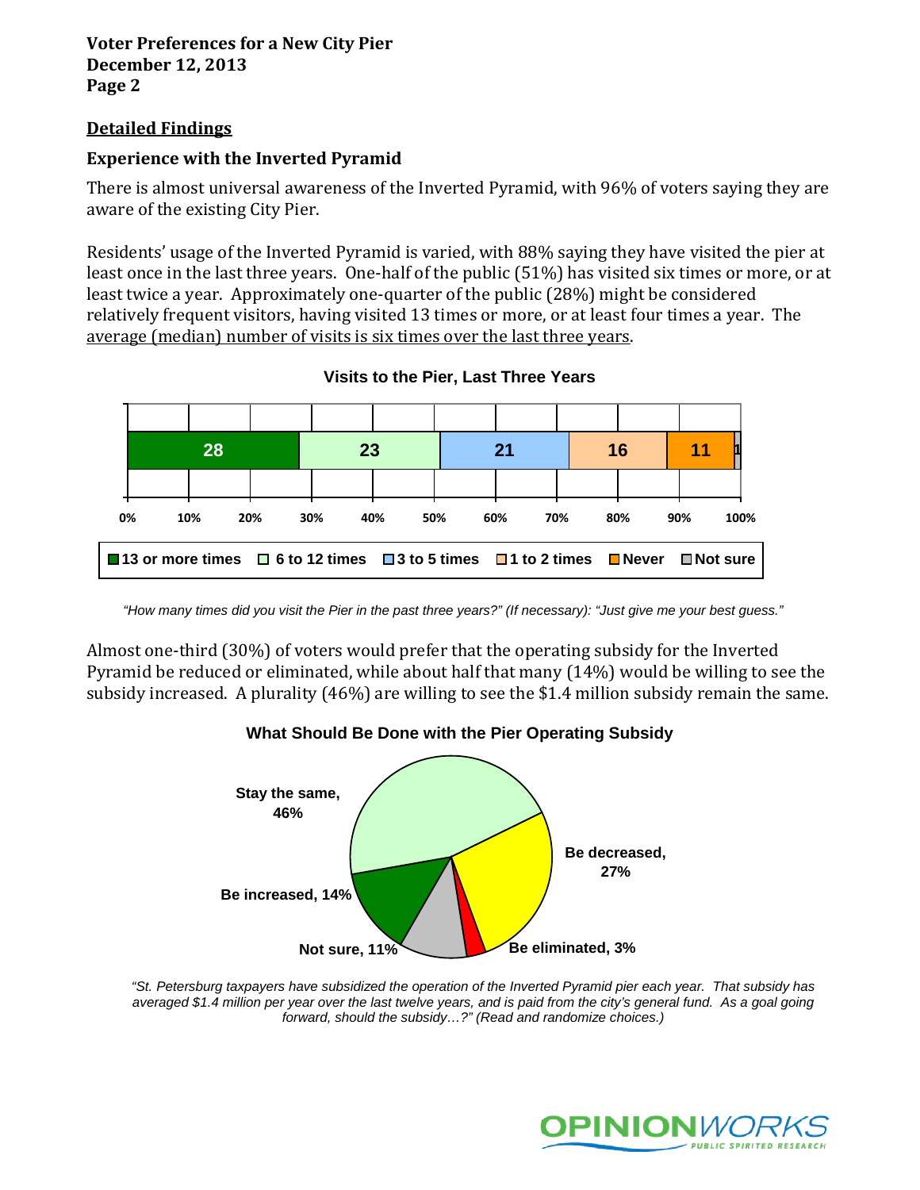## Detailed Findings

### Experience with the Inverted Pyramid

There is almost universal awareness of the Inverted Pyramid, with 96% of voters saying they are aware of the existing City Pier.

Residents' usage of the Inverted Pyramid is varied, with 88% saying they have visited the pier at least once in the last three years. One-half of the public (51%) has visited six times or more, or at least twice a year. Approximately one-quarter of the public (28%) might be considered relatively frequent visitors, having visited 13 times or more, or at least four times a year. The average (median) number of visits is six times over the last three years.

**Visits to the Pier, Last Three Years**

| 13 or more times | 6 to 12 times | 3 to 5 times | 1 to 2 times | Never | Not sure |
|---|---|---|---|---|---|
| 28 | 23 | 21 | 16 | 11 | 1 |

*"How many times did you visit the Pier in the past three years?" (If necessary): "Just give me your best guess."*

Almost one-third (30%) of voters would prefer that the operating subsidy for the Inverted Pyramid be reduced or eliminated, while about half that many (14%) would be willing to see the subsidy increased. A plurality (46%) are willing to see the $1.4 million subsidy remain the same.

**What Should Be Done with the Pier Operating Subsidy**

| Response | Percent |
|---|---|
| Stay the same | 46% |
| Be decreased | 27% |
| Be eliminated | 3% |
| Not sure | 11% |
| Be increased | 14% |

*"St. Petersburg taxpayers have subsidized the operation of the Inverted Pyramid pier each year. That subsidy has averaged $1.4 million per year over the last twelve years, and is paid from the city's general fund. As a goal going forward, should the subsidy…?" (Read and randomize choices.)*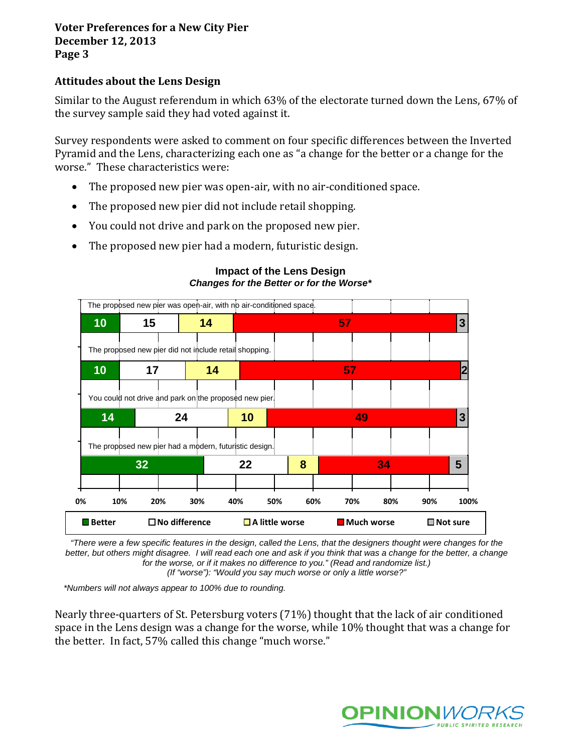## Attitudes about the Lens Design

Similar to the August referendum in which 63% of the electorate turned down the Lens, 67% of the survey sample said they had voted against it.

Survey respondents were asked to comment on four specific differences between the Inverted Pyramid and the Lens, characterizing each one as "a change for the better or a change for the worse." These characteristics were:

- The proposed new pier was open-air, with no air-conditioned space.
- The proposed new pier did not include retail shopping.
- You could not drive and park on the proposed new pier.
- The proposed new pier had a modern, futuristic design.

**Impact of the Lens Design**
***Changes for the Better or for the Worse****

| | Better | No difference | A little worse | Much worse | Not sure |
|---|---|---|---|---|---|
| The proposed new pier was open-air, with no air-conditioned space. | 10 | 15 | 14 | 57 | 3 |
| The proposed new pier did not include retail shopping. | 10 | 17 | 14 | 57 | 2 |
| You could not drive and park on the proposed new pier. | 14 | 24 | 10 | 49 | 3 |
| The proposed new pier had a modern, futuristic design. | 32 | 22 | 8 | 34 | 5 |

*"There were a few specific features in the design, called the Lens, that the designers thought were changes for the better, but others might disagree. I will read each one and ask if you think that was a change for the better, a change for the worse, or if it makes no difference to you." (Read and randomize list.)*
*(If "worse"): "Would you say much worse or only a little worse?"*

*\*Numbers will not always appear to 100% due to rounding.*

Nearly three-quarters of St. Petersburg voters (71%) thought that the lack of air conditioned space in the Lens design was a change for the worse, while 10% thought that was a change for the better. In fact, 57% called this change "much worse."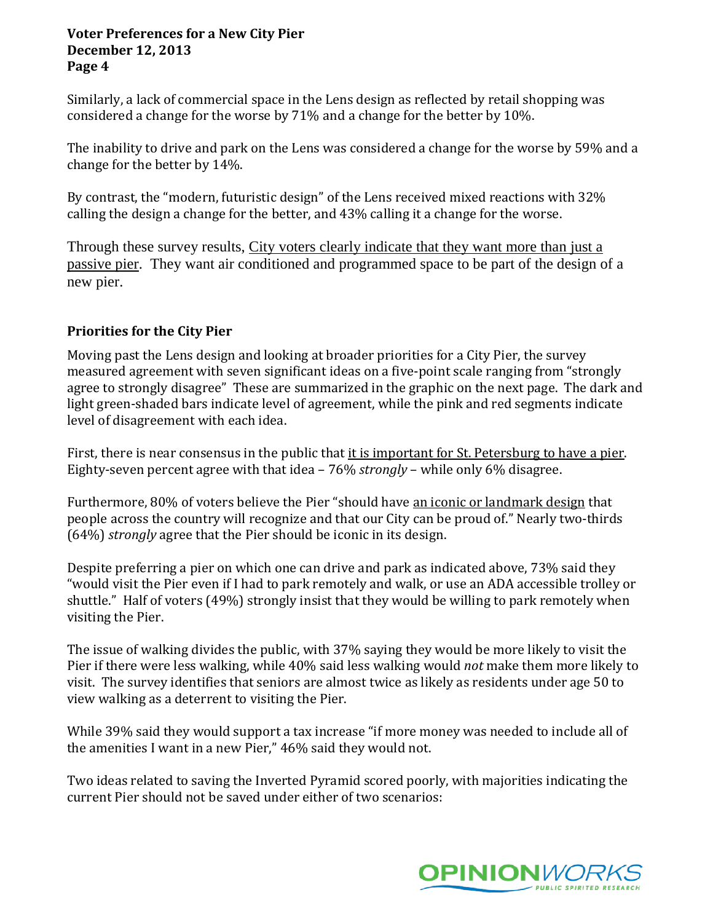Similarly, a lack of commercial space in the Lens design as reflected by retail shopping was considered a change for the worse by 71% and a change for the better by 10%.

The inability to drive and park on the Lens was considered a change for the worse by 59% and a change for the better by 14%.

By contrast, the "modern, futuristic design" of the Lens received mixed reactions with 32% calling the design a change for the better, and 43% calling it a change for the worse.

Through these survey results, <u>City voters clearly indicate that they want more than just a passive pier</u>. They want air conditioned and programmed space to be part of the design of a new pier.

**Priorities for the City Pier**

Moving past the Lens design and looking at broader priorities for a City Pier, the survey measured agreement with seven significant ideas on a five-point scale ranging from "strongly agree to strongly disagree" These are summarized in the graphic on the next page. The dark and light green-shaded bars indicate level of agreement, while the pink and red segments indicate level of disagreement with each idea.

First, there is near consensus in the public that <u>it is important for St. Petersburg to have a pier</u>. Eighty-seven percent agree with that idea – 76% *strongly* – while only 6% disagree.

Furthermore, 80% of voters believe the Pier "should have <u>an iconic or landmark design</u> that people across the country will recognize and that our City can be proud of." Nearly two-thirds (64%) *strongly* agree that the Pier should be iconic in its design.

Despite preferring a pier on which one can drive and park as indicated above, 73% said they "would visit the Pier even if I had to park remotely and walk, or use an ADA accessible trolley or shuttle." Half of voters (49%) strongly insist that they would be willing to park remotely when visiting the Pier.

The issue of walking divides the public, with 37% saying they would be more likely to visit the Pier if there were less walking, while 40% said less walking would *not* make them more likely to visit. The survey identifies that seniors are almost twice as likely as residents under age 50 to view walking as a deterrent to visiting the Pier.

While 39% said they would support a tax increase "if more money was needed to include all of the amenities I want in a new Pier," 46% said they would not.

Two ideas related to saving the Inverted Pyramid scored poorly, with majorities indicating the current Pier should not be saved under either of two scenarios: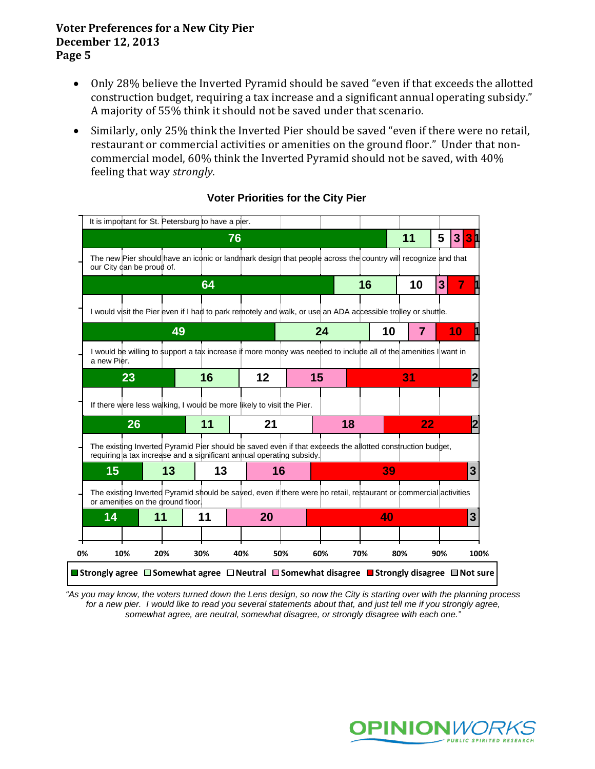- Only 28% believe the Inverted Pyramid should be saved "even if that exceeds the allotted construction budget, requiring a tax increase and a significant annual operating subsidy." A majority of 55% think it should not be saved under that scenario.
- Similarly, only 25% think the Inverted Pier should be saved "even if there were no retail, restaurant or commercial activities or amenities on the ground floor." Under that non-commercial model, 60% think the Inverted Pyramid should not be saved, with 40% feeling that way *strongly*.

### Voter Priorities for the City Pier

| Statement | Strongly agree | Somewhat agree | Neutral | Somewhat disagree | Strongly disagree | Not sure |
|---|---|---|---|---|---|---|
| It is important for St. Petersburg to have a pier. | 76 | 11 | 5 | 3 | 3 | 1 |
| The new Pier should have an iconic or landmark design that people across the country will recognize and that our City can be proud of. | 64 | 16 | 10 | 3 | 7 | 1 |
| I would visit the Pier even if I had to park remotely and walk, or use an ADA accessible trolley or shuttle. | 49 | 24 | 10 | 7 | 10 | 1 |
| I would be willing to support a tax increase if more money was needed to include all of the amenities I want in a new Pier. | 23 | 16 | 12 | 15 | 31 | 2 |
| If there were less walking, I would be more likely to visit the Pier. | 26 | 11 | 21 | 18 | 22 | 2 |
| The existing Inverted Pyramid Pier should be saved even if that exceeds the allotted construction budget, requiring a tax increase and a significant annual operating subsidy. | 15 | 13 | 13 | 16 | 39 | 3 |
| The existing Inverted Pyramid should be saved, even if there were no retail, restaurant or commercial activities or amenities on the ground floor. | 14 | 11 | 11 | 20 | 40 | 3 |

*"As you may know, the voters turned down the Lens design, so now the City is starting over with the planning process for a new pier. I would like to read you several statements about that, and just tell me if you strongly agree, somewhat agree, are neutral, somewhat disagree, or strongly disagree with each one."*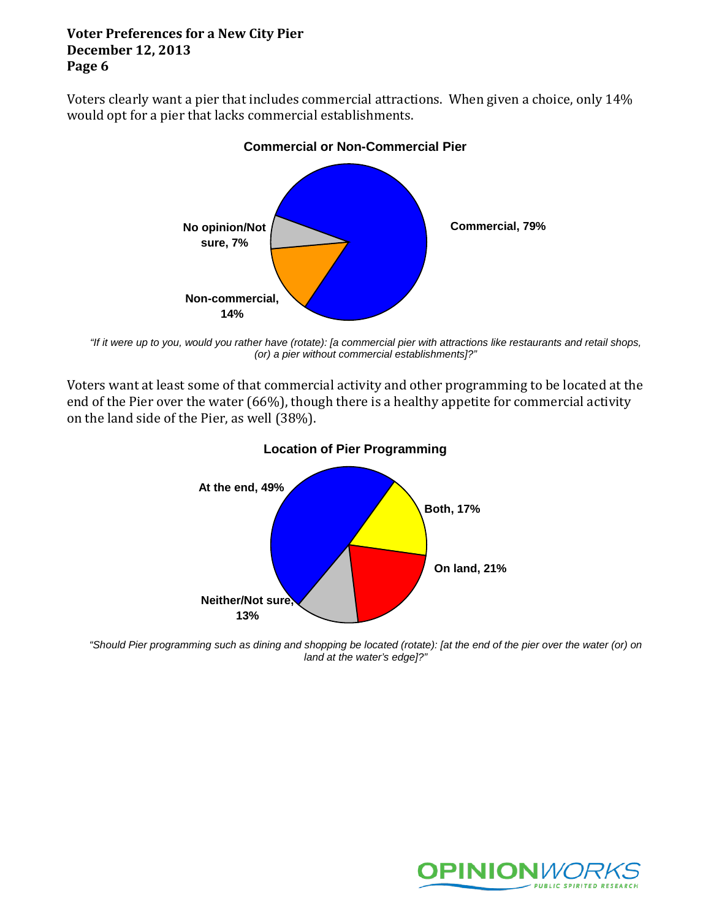Voters clearly want a pier that includes commercial attractions. When given a choice, only 14% would opt for a pier that lacks commercial establishments.

**Commercial or Non-Commercial Pier**

| Response | Percent |
|---|---|
| Commercial | 79% |
| Non-commercial | 14% |
| No opinion/Not sure | 7% |

*"If it were up to you, would you rather have (rotate): [a commercial pier with attractions like restaurants and retail shops, (or) a pier without commercial establishments]?"*

Voters want at least some of that commercial activity and other programming to be located at the end of the Pier over the water (66%), though there is a healthy appetite for commercial activity on the land side of the Pier, as well (38%).

**Location of Pier Programming**

| Response | Percent |
|---|---|
| At the end | 49% |
| Both | 17% |
| On land | 21% |
| Neither/Not sure | 13% |

*"Should Pier programming such as dining and shopping be located (rotate): [at the end of the pier over the water (or) on land at the water's edge]?"*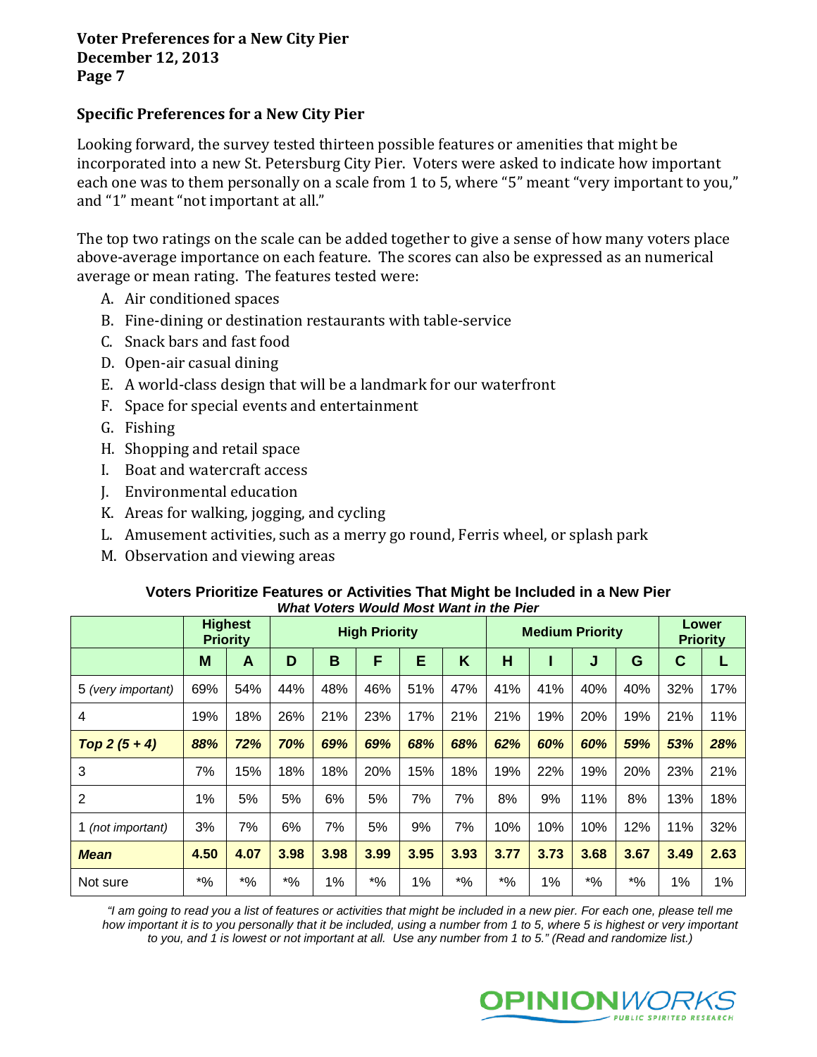## Specific Preferences for a New City Pier

Looking forward, the survey tested thirteen possible features or amenities that might be incorporated into a new St. Petersburg City Pier. Voters were asked to indicate how important each one was to them personally on a scale from 1 to 5, where "5" meant "very important to you," and "1" meant "not important at all."

The top two ratings on the scale can be added together to give a sense of how many voters place above-average importance on each feature. The scores can also be expressed as an numerical average or mean rating. The features tested were:

A. Air conditioned spaces
B. Fine-dining or destination restaurants with table-service
C. Snack bars and fast food
D. Open-air casual dining
E. A world-class design that will be a landmark for our waterfront
F. Space for special events and entertainment
G. Fishing
H. Shopping and retail space
I. Boat and watercraft access
J. Environmental education
K. Areas for walking, jogging, and cycling
L. Amusement activities, such as a merry go round, Ferris wheel, or splash park
M. Observation and viewing areas

**Voters Prioritize Features or Activities That Might be Included in a New Pier**
***What Voters Would Most Want in the Pier***

| | Highest Priority | | High Priority | | | | | Medium Priority | | | | Lower Priority | |
|---|---|---|---|---|---|---|---|---|---|---|---|---|---|
| | **M** | **A** | **D** | **B** | **F** | **E** | **K** | **H** | **I** | **J** | **G** | **C** | **L** |
| 5 *(very important)* | 69% | 54% | 44% | 48% | 46% | 51% | 47% | 41% | 41% | 40% | 40% | 32% | 17% |
| 4 | 19% | 18% | 26% | 21% | 23% | 17% | 21% | 21% | 19% | 20% | 19% | 21% | 11% |
| ***Top 2 (5 + 4)*** | ***88%*** | ***72%*** | ***70%*** | ***69%*** | ***69%*** | ***68%*** | ***68%*** | ***62%*** | ***60%*** | ***60%*** | ***59%*** | ***53%*** | ***28%*** |
| 3 | 7% | 15% | 18% | 18% | 20% | 15% | 18% | 19% | 22% | 19% | 20% | 23% | 21% |
| 2 | 1% | 5% | 5% | 6% | 5% | 7% | 7% | 8% | 9% | 11% | 8% | 13% | 18% |
| 1 *(not important)* | 3% | 7% | 6% | 7% | 5% | 9% | 7% | 10% | 10% | 10% | 12% | 11% | 32% |
| ***Mean*** | **4.50** | **4.07** | **3.98** | **3.98** | **3.99** | **3.95** | **3.93** | **3.77** | **3.73** | **3.68** | **3.67** | **3.49** | **2.63** |
| Not sure | *% | *% | *% | 1% | *% | 1% | *% | *% | 1% | *% | *% | 1% | 1% |

*"I am going to read you a list of features or activities that might be included in a new pier. For each one, please tell me how important it is to you personally that it be included, using a number from 1 to 5, where 5 is highest or very important to you, and 1 is lowest or not important at all. Use any number from 1 to 5." (Read and randomize list.)*

OPINIONWORKS PUBLIC SPIRITED RESEARCH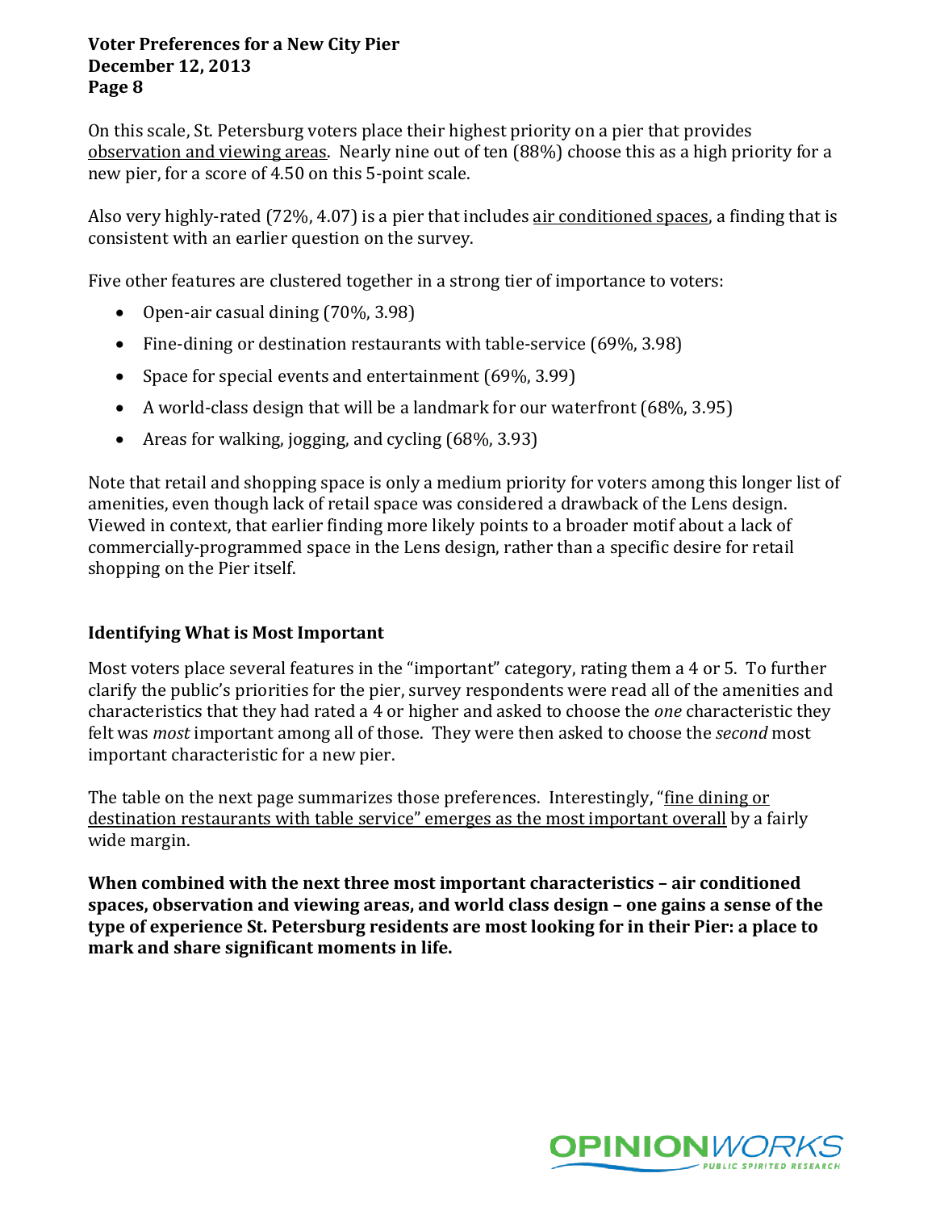On this scale, St. Petersburg voters place their highest priority on a pier that provides <u>observation and viewing areas</u>. Nearly nine out of ten (88%) choose this as a high priority for a new pier, for a score of 4.50 on this 5-point scale.

Also very highly-rated (72%, 4.07) is a pier that includes <u>air conditioned spaces</u>, a finding that is consistent with an earlier question on the survey.

Five other features are clustered together in a strong tier of importance to voters:

- Open-air casual dining (70%, 3.98)
- Fine-dining or destination restaurants with table-service (69%, 3.98)
- Space for special events and entertainment (69%, 3.99)
- A world-class design that will be a landmark for our waterfront (68%, 3.95)
- Areas for walking, jogging, and cycling (68%, 3.93)

Note that retail and shopping space is only a medium priority for voters among this longer list of amenities, even though lack of retail space was considered a drawback of the Lens design. Viewed in context, that earlier finding more likely points to a broader motif about a lack of commercially-programmed space in the Lens design, rather than a specific desire for retail shopping on the Pier itself.

## Identifying What is Most Important

Most voters place several features in the "important" category, rating them a 4 or 5. To further clarify the public's priorities for the pier, survey respondents were read all of the amenities and characteristics that they had rated a 4 or higher and asked to choose the *one* characteristic they felt was *most* important among all of those. They were then asked to choose the *second* most important characteristic for a new pier.

The table on the next page summarizes those preferences. Interestingly, "<u>fine dining or destination restaurants with table service" emerges as the most important overall</u> by a fairly wide margin.

**When combined with the next three most important characteristics – air conditioned spaces, observation and viewing areas, and world class design – one gains a sense of the type of experience St. Petersburg residents are most looking for in their Pier: a place to mark and share significant moments in life.**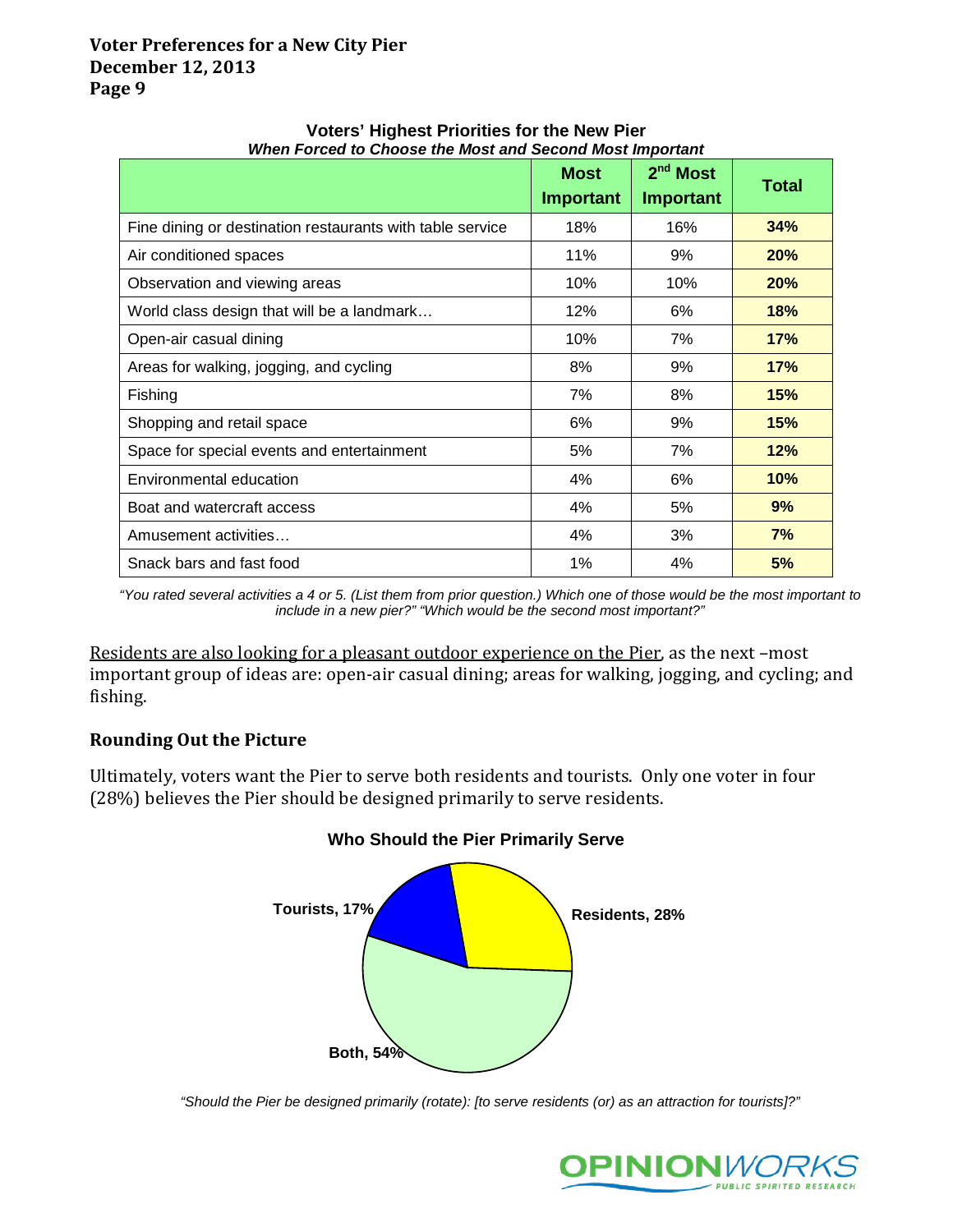**Voters' Highest Priorities for the New Pier**
***When Forced to Choose the Most and Second Most Important***

| | Most Important | 2nd Most Important | Total |
|---|---|---|---|
| Fine dining or destination restaurants with table service | 18% | 16% | **34%** |
| Air conditioned spaces | 11% | 9% | **20%** |
| Observation and viewing areas | 10% | 10% | **20%** |
| World class design that will be a landmark… | 12% | 6% | **18%** |
| Open-air casual dining | 10% | 7% | **17%** |
| Areas for walking, jogging, and cycling | 8% | 9% | **17%** |
| Fishing | 7% | 8% | **15%** |
| Shopping and retail space | 6% | 9% | **15%** |
| Space for special events and entertainment | 5% | 7% | **12%** |
| Environmental education | 4% | 6% | **10%** |
| Boat and watercraft access | 4% | 5% | **9%** |
| Amusement activities… | 4% | 3% | **7%** |
| Snack bars and fast food | 1% | 4% | **5%** |

*"You rated several activities a 4 or 5. (List them from prior question.) Which one of those would be the most important to include in a new pier?" "Which would be the second most important?"*

Residents are also looking for a pleasant outdoor experience on the Pier, as the next –most important group of ideas are: open-air casual dining; areas for walking, jogging, and cycling; and fishing.

### Rounding Out the Picture

Ultimately, voters want the Pier to serve both residents and tourists. Only one voter in four (28%) believes the Pier should be designed primarily to serve residents.

**Who Should the Pier Primarily Serve**

Tourists, 17%

Residents, 28%

Both, 54%

*"Should the Pier be designed primarily (rotate): [to serve residents (or) as an attraction for tourists]?"*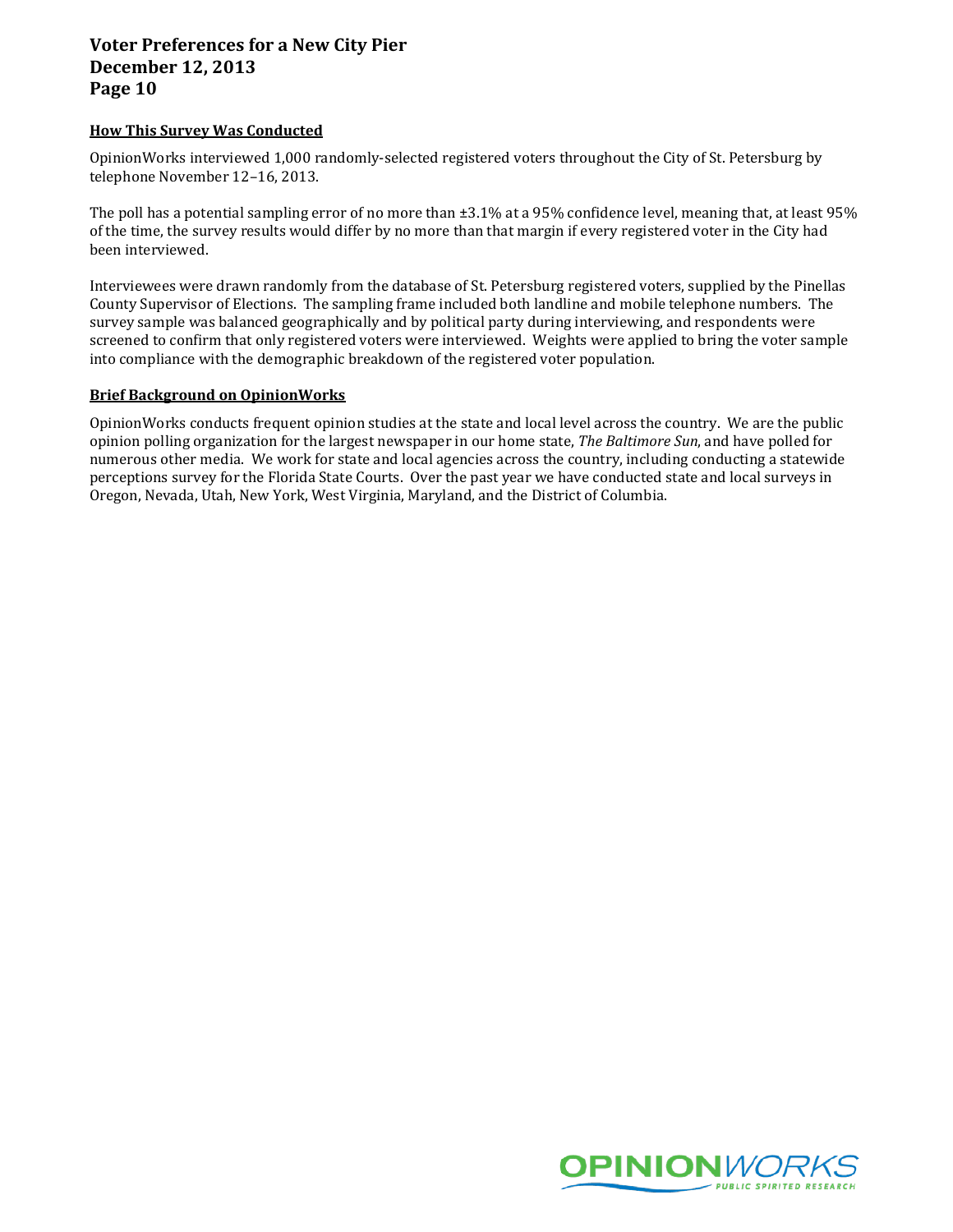## How This Survey Was Conducted

OpinionWorks interviewed 1,000 randomly-selected registered voters throughout the City of St. Petersburg by telephone November 12–16, 2013.

The poll has a potential sampling error of no more than ±3.1% at a 95% confidence level, meaning that, at least 95% of the time, the survey results would differ by no more than that margin if every registered voter in the City had been interviewed.

Interviewees were drawn randomly from the database of St. Petersburg registered voters, supplied by the Pinellas County Supervisor of Elections. The sampling frame included both landline and mobile telephone numbers. The survey sample was balanced geographically and by political party during interviewing, and respondents were screened to confirm that only registered voters were interviewed. Weights were applied to bring the voter sample into compliance with the demographic breakdown of the registered voter population.

## Brief Background on OpinionWorks

OpinionWorks conducts frequent opinion studies at the state and local level across the country. We are the public opinion polling organization for the largest newspaper in our home state, *The Baltimore Sun*, and have polled for numerous other media. We work for state and local agencies across the country, including conducting a statewide perceptions survey for the Florida State Courts. Over the past year we have conducted state and local surveys in Oregon, Nevada, Utah, New York, West Virginia, Maryland, and the District of Columbia.